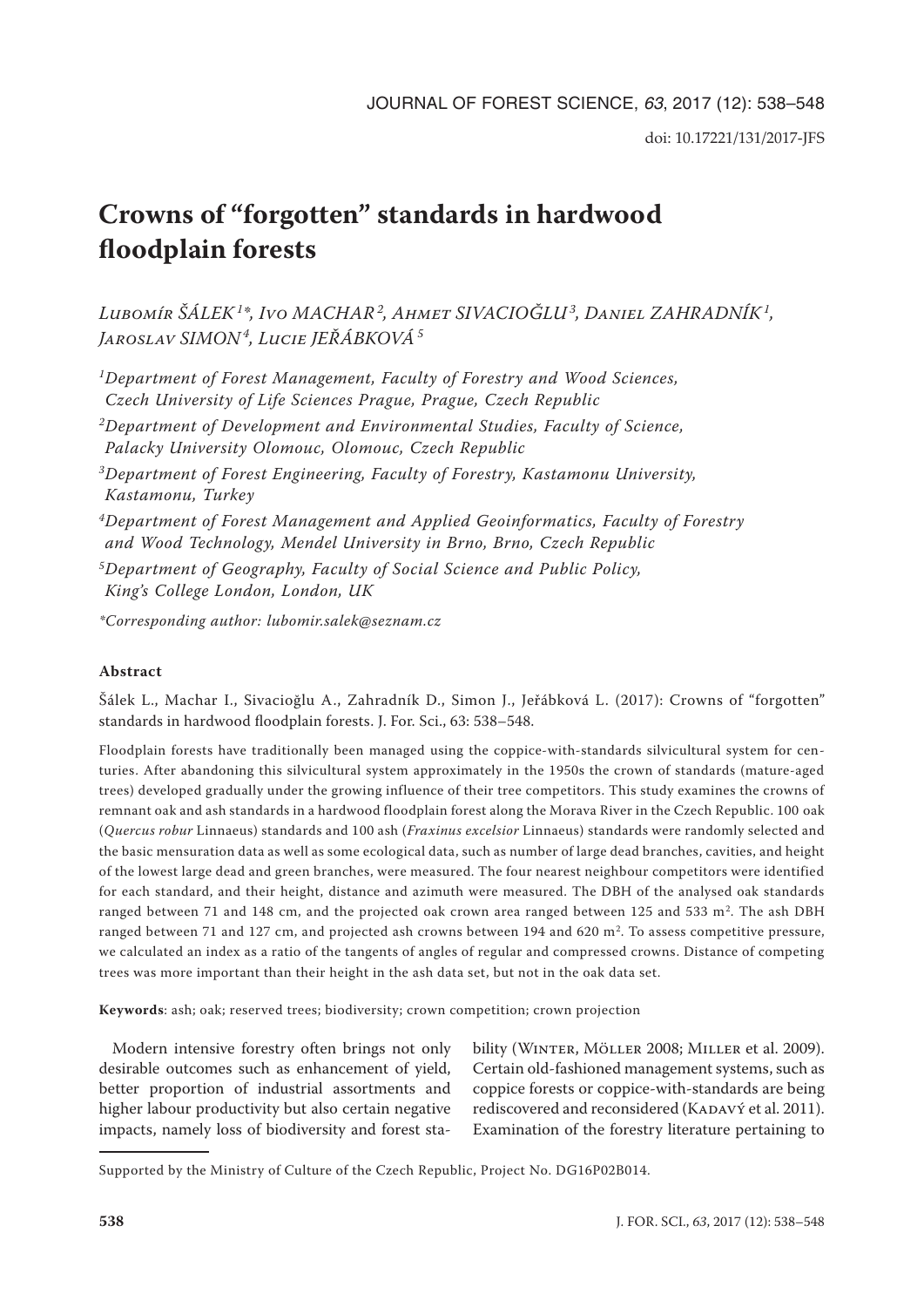doi: 10.17221/131/2017-JFS

# Crowns of "forgotten" standards in hardwood floodplain forests

*Lubomír ŠÁLEK[1]\*, Ivo MACHAR[2], Ahmet SIVACIOĞLU[3], Daniel ZAHRADNÍK[1], Jaroslav SIMON[4], Lucie JEŘÁBKOVÁ[5]*

*[1]Department of Forest Management, Faculty of Forestry and Wood Sciences, Czech University of Life Sciences Prague, Prague, Czech Republic*

*[2]Department of Development and Environmental Studies, Faculty of Science, Palacky University Olomouc, Olomouc, Czech Republic*

*[3]Department of Forest Engineering, Faculty of Forestry, Kastamonu University, Kastamonu, Turkey*

*[4]Department of Forest Management and Applied Geoinformatics, Faculty of Forestry and Wood Technology, Mendel University in Brno, Brno, Czech Republic*

*[5]Department of Geography, Faculty of Social Science and Public Policy, King's College London, London, UK*

*\*Corresponding author: lubomir.salek@seznam.cz*

**Abstract**

Šálek L., Machar I., Sivacioğlu A., Zahradník D., Simon J., Jeřábková L. (2017): Crowns of "forgotten" standards in hardwood floodplain forests. J. For. Sci., 63: 538–548.

Floodplain forests have traditionally been managed using the coppice-with-standards silvicultural system for centuries. After abandoning this silvicultural system approximately in the 1950s the crown of standards (mature-aged trees) developed gradually under the growing influence of their tree competitors. This study examines the crowns of remnant oak and ash standards in a hardwood floodplain forest along the Morava River in the Czech Republic. 100 oak (*Quercus robur* Linnaeus) standards and 100 ash (*Fraxinus excelsior* Linnaeus) standards were randomly selected and the basic mensuration data as well as some ecological data, such as number of large dead branches, cavities, and height of the lowest large dead and green branches, were measured. The four nearest neighbour competitors were identified for each standard, and their height, distance and azimuth were measured. The DBH of the analysed oak standards ranged between 71 and 148 cm, and the projected oak crown area ranged between 125 and 533 m$^2$. The ash DBH ranged between 71 and 127 cm, and projected ash crowns between 194 and 620 m$^2$. To assess competitive pressure, we calculated an index as a ratio of the tangents of angles of regular and compressed crowns. Distance of competing trees was more important than their height in the ash data set, but not in the oak data set.

**Keywords**: ash; oak; reserved trees; biodiversity; crown competition; crown projection

Modern intensive forestry often brings not only desirable outcomes such as enhancement of yield, better proportion of industrial assortments and higher labour productivity but also certain negative impacts, namely loss of biodiversity and forest stability (Winter, Möller 2008; Miller et al. 2009). Certain old-fashioned management systems, such as coppice forests or coppice-with-standards are being rediscovered and reconsidered (Kadavý et al. 2011). Examination of the forestry literature pertaining to

Supported by the Ministry of Culture of the Czech Republic, Project No. DG16P02B014.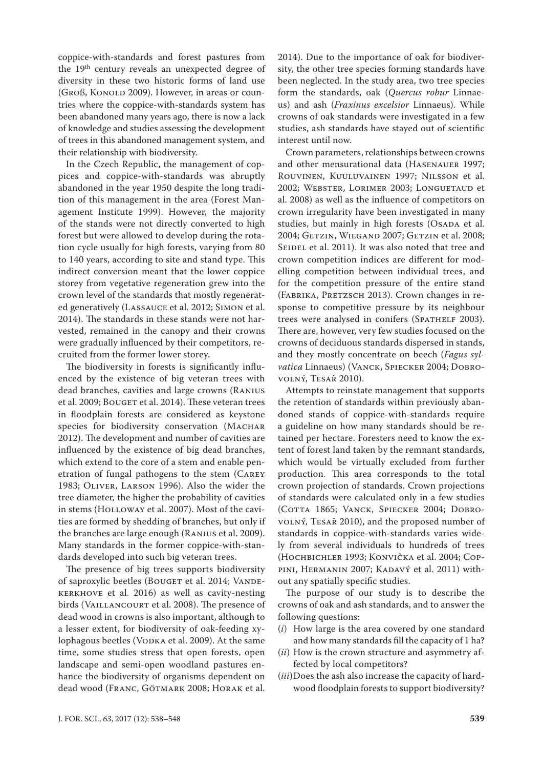coppice-with-standards and forest pastures from the 19th century reveals an unexpected degree of diversity in these two historic forms of land use (Groß, Konold 2009). However, in areas or countries where the coppice-with-standards system has been abandoned many years ago, there is now a lack of knowledge and studies assessing the development of trees in this abandoned management system, and their relationship with biodiversity.

In the Czech Republic, the management of coppices and coppice-with-standards was abruptly abandoned in the year 1950 despite the long tradition of this management in the area (Forest Management Institute 1999). However, the majority of the stands were not directly converted to high forest but were allowed to develop during the rotation cycle usually for high forests, varying from 80 to 140 years, according to site and stand type. This indirect conversion meant that the lower coppice storey from vegetative regeneration grew into the crown level of the standards that mostly regenerated generatively (Lassauce et al. 2012; Simon et al. 2014). The standards in these stands were not harvested, remained in the canopy and their crowns were gradually influenced by their competitors, recruited from the former lower storey.

The biodiversity in forests is significantly influenced by the existence of big veteran trees with dead branches, cavities and large crowns (Ranius et al. 2009; Bouget et al. 2014). These veteran trees in floodplain forests are considered as keystone species for biodiversity conservation (Machar 2012). The development and number of cavities are influenced by the existence of big dead branches, which extend to the core of a stem and enable penetration of fungal pathogens to the stem (Carey 1983; Oliver, Larson 1996). Also the wider the tree diameter, the higher the probability of cavities in stems (Holloway et al. 2007). Most of the cavities are formed by shedding of branches, but only if the branches are large enough (Ranius et al. 2009). Many standards in the former coppice-with-standards developed into such big veteran trees.

The presence of big trees supports biodiversity of saproxylic beetles (Bouget et al. 2014; Vandekerkhove et al. 2016) as well as cavity-nesting birds (Vaillancourt et al. 2008). The presence of dead wood in crowns is also important, although to a lesser extent, for biodiversity of oak-feeding xylophagous beetles (Vodka et al. 2009). At the same time, some studies stress that open forests, open landscape and semi-open woodland pastures enhance the biodiversity of organisms dependent on dead wood (Franc, Götmark 2008; Horak et al. 2014). Due to the importance of oak for biodiversity, the other tree species forming standards have been neglected. In the study area, two tree species form the standards, oak (*Quercus robur* Linnaeus) and ash (*Fraxinus excelsior* Linnaeus). While crowns of oak standards were investigated in a few studies, ash standards have stayed out of scientific interest until now.

Crown parameters, relationships between crowns and other mensurational data (Hasenauer 1997; Rouvinen, Kuuluvainen 1997; Nilsson et al. 2002; Webster, Lorimer 2003; Longuetaud et al. 2008) as well as the influence of competitors on crown irregularity have been investigated in many studies, but mainly in high forests (Osada et al. 2004; Getzin, Wiegand 2007; Getzin et al. 2008; Seidel et al. 2011). It was also noted that tree and crown competition indices are different for modelling competition between individual trees, and for the competition pressure of the entire stand (Fabrika, Pretzsch 2013). Crown changes in response to competitive pressure by its neighbour trees were analysed in conifers (Spathelf 2003). There are, however, very few studies focused on the crowns of deciduous standards dispersed in stands, and they mostly concentrate on beech (*Fagus sylvatica* Linnaeus) (Vanck, Spiecker 2004; Dobrovolný, Tesař 2010).

Attempts to reinstate management that supports the retention of standards within previously abandoned stands of coppice-with-standards require a guideline on how many standards should be retained per hectare. Foresters need to know the extent of forest land taken by the remnant standards, which would be virtually excluded from further production. This area corresponds to the total crown projection of standards. Crown projections of standards were calculated only in a few studies (Cotta 1865; Vanck, Spiecker 2004; Dobrovolný, Tesař 2010), and the proposed number of standards in coppice-with-standards varies widely from several individuals to hundreds of trees (Hochbichler 1993; Konvička et al. 2004; Coppini, Hermanin 2007; Kadavý et al. 2011) without any spatially specific studies.

The purpose of our study is to describe the crowns of oak and ash standards, and to answer the following questions:

(*i*) How large is the area covered by one standard and how many standards fill the capacity of 1 ha?

(*ii*) How is the crown structure and asymmetry affected by local competitors?

(*iii*) Does the ash also increase the capacity of hardwood floodplain forests to support biodiversity?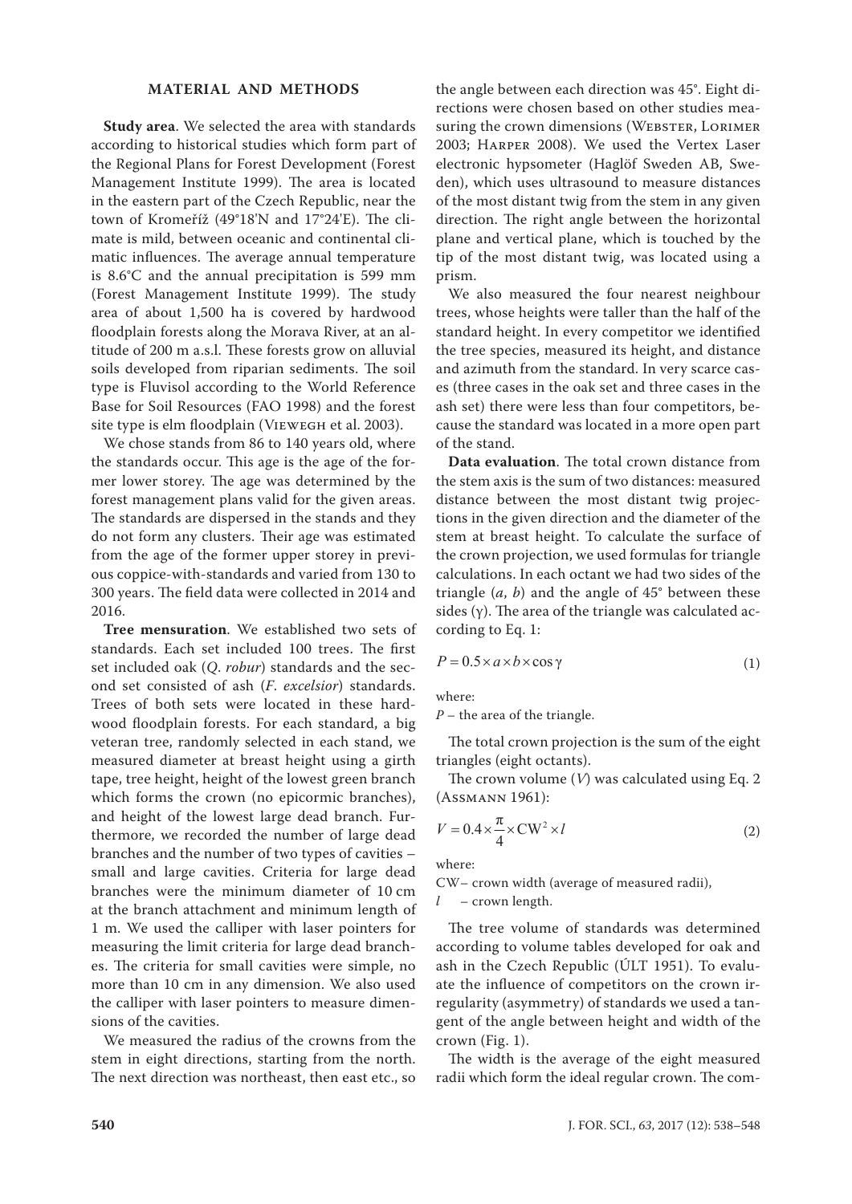## MATERIAL AND METHODS

**Study area**. We selected the area with standards according to historical studies which form part of the Regional Plans for Forest Development (Forest Management Institute 1999). The area is located in the eastern part of the Czech Republic, near the town of Kroměříž (49°18'N and 17°24'E). The climate is mild, between oceanic and continental climatic influences. The average annual temperature is 8.6°C and the annual precipitation is 599 mm (Forest Management Institute 1999). The study area of about 1,500 ha is covered by hardwood floodplain forests along the Morava River, at an altitude of 200 m a.s.l. These forests grow on alluvial soils developed from riparian sediments. The soil type is Fluvisol according to the World Reference Base for Soil Resources (FAO 1998) and the forest site type is elm floodplain (Viewegh et al. 2003).

We chose stands from 86 to 140 years old, where the standards occur. This age is the age of the former lower storey. The age was determined by the forest management plans valid for the given areas. The standards are dispersed in the stands and they do not form any clusters. Their age was estimated from the age of the former upper storey in previous coppice-with-standards and varied from 130 to 300 years. The field data were collected in 2014 and 2016.

**Tree mensuration**. We established two sets of standards. Each set included 100 trees. The first set included oak (*Q. robur*) standards and the second set consisted of ash (*F. excelsior*) standards. Trees of both sets were located in these hardwood floodplain forests. For each standard, a big veteran tree, randomly selected in each stand, we measured diameter at breast height using a girth tape, tree height, height of the lowest green branch which forms the crown (no epicormic branches), and height of the lowest large dead branch. Furthermore, we recorded the number of large dead branches and the number of two types of cavities – small and large cavities. Criteria for large dead branches were the minimum diameter of 10 cm at the branch attachment and minimum length of 1 m. We used the calliper with laser pointers for measuring the limit criteria for large dead branches. The criteria for small cavities were simple, no more than 10 cm in any dimension. We also used the calliper with laser pointers to measure dimensions of the cavities.

We measured the radius of the crowns from the stem in eight directions, starting from the north. The next direction was northeast, then east etc., so the angle between each direction was 45°. Eight directions were chosen based on other studies measuring the crown dimensions (Webster, Lorimer 2003; Harper 2008). We used the Vertex Laser electronic hypsometer (Haglöf Sweden AB, Sweden), which uses ultrasound to measure distances of the most distant twig from the stem in any given direction. The right angle between the horizontal plane and vertical plane, which is touched by the tip of the most distant twig, was located using a prism.

We also measured the four nearest neighbour trees, whose heights were taller than the half of the standard height. In every competitor we identified the tree species, measured its height, and distance and azimuth from the standard. In very scarce cases (three cases in the oak set and three cases in the ash set) there were less than four competitors, because the standard was located in a more open part of the stand.

**Data evaluation**. The total crown distance from the stem axis is the sum of two distances: measured distance between the most distant twig projections in the given direction and the diameter of the stem at breast height. To calculate the surface of the crown projection, we used formulas for triangle calculations. In each octant we had two sides of the triangle ($a$, $b$) and the angle of 45° between these sides ($\gamma$). The area of the triangle was calculated according to Eq. 1:

$$P = 0.5 \times a \times b \times \cos \gamma \tag{1}$$

where:

$P$ – the area of the triangle.

The total crown projection is the sum of the eight triangles (eight octants).

The crown volume ($V$) was calculated using Eq. 2 (Assmann 1961):

$$V = 0.4 \times \frac{\pi}{4} \times \text{CW}^2 \times l \tag{2}$$

where:

CW – crown width (average of measured radii),

$l$ – crown length.

The tree volume of standards was determined according to volume tables developed for oak and ash in the Czech Republic (ÚLT 1951). To evaluate the influence of competitors on the crown irregularity (asymmetry) of standards we used a tangent of the angle between height and width of the crown (Fig. 1).

The width is the average of the eight measured radii which form the ideal regular crown. The com-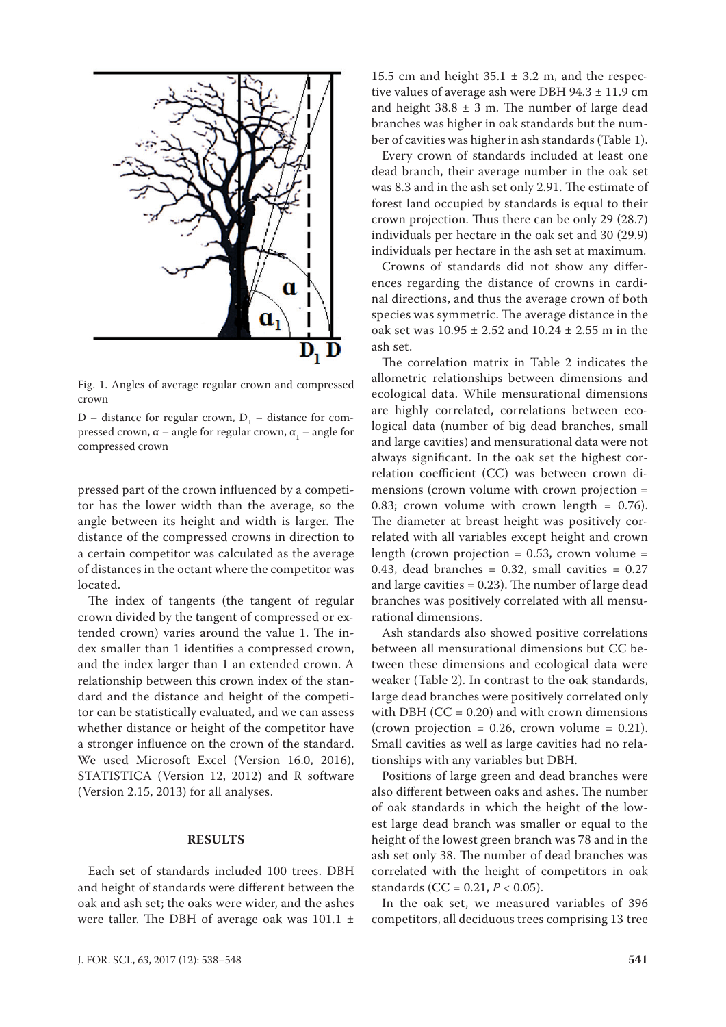Fig. 1. Angles of average regular crown and compressed crown

D – distance for regular crown, $D_1$ – distance for compressed crown, α – angle for regular crown, $α_1$ – angle for compressed crown

pressed part of the crown influenced by a competitor has the lower width than the average, so the angle between its height and width is larger. The distance of the compressed crowns in direction to a certain competitor was calculated as the average of distances in the octant where the competitor was located.

The index of tangents (the tangent of regular crown divided by the tangent of compressed or extended crown) varies around the value 1. The index smaller than 1 identifies a compressed crown, and the index larger than 1 an extended crown. A relationship between this crown index of the standard and the distance and height of the competitor can be statistically evaluated, and we can assess whether distance or height of the competitor have a stronger influence on the crown of the standard. We used Microsoft Excel (Version 16.0, 2016), STATISTICA (Version 12, 2012) and R software (Version 2.15, 2013) for all analyses.

## RESULTS

Each set of standards included 100 trees. DBH and height of standards were different between the oak and ash set; the oaks were wider, and the ashes were taller. The DBH of average oak was 101.1 ± 15.5 cm and height 35.1 ± 3.2 m, and the respective values of average ash were DBH 94.3 ± 11.9 cm and height 38.8 ± 3 m. The number of large dead branches was higher in oak standards but the number of cavities was higher in ash standards (Table 1).

Every crown of standards included at least one dead branch, their average number in the oak set was 8.3 and in the ash set only 2.91. The estimate of forest land occupied by standards is equal to their crown projection. Thus there can be only 29 (28.7) individuals per hectare in the oak set and 30 (29.9) individuals per hectare in the ash set at maximum.

Crowns of standards did not show any differences regarding the distance of crowns in cardinal directions, and thus the average crown of both species was symmetric. The average distance in the oak set was 10.95 ± 2.52 and 10.24 ± 2.55 m in the ash set.

The correlation matrix in Table 2 indicates the allometric relationships between dimensions and ecological data. While mensurational dimensions are highly correlated, correlations between ecological data (number of big dead branches, small and large cavities) and mensurational data were not always significant. In the oak set the highest correlation coefficient (CC) was between crown dimensions (crown volume with crown projection = 0.83; crown volume with crown length = 0.76). The diameter at breast height was positively correlated with all variables except height and crown length (crown projection = 0.53, crown volume = 0.43, dead branches = 0.32, small cavities = 0.27 and large cavities = 0.23). The number of large dead branches was positively correlated with all mensurational dimensions.

Ash standards also showed positive correlations between all mensurational dimensions but CC between these dimensions and ecological data were weaker (Table 2). In contrast to the oak standards, large dead branches were positively correlated only with DBH (CC = 0.20) and with crown dimensions (crown projection = 0.26, crown volume = 0.21). Small cavities as well as large cavities had no relationships with any variables but DBH.

Positions of large green and dead branches were also different between oaks and ashes. The number of oak standards in which the height of the lowest large dead branch was smaller or equal to the height of the lowest green branch was 78 and in the ash set only 38. The number of dead branches was correlated with the height of competitors in oak standards (CC = 0.21, $P < 0.05$).

In the oak set, we measured variables of 396 competitors, all deciduous trees comprising 13 tree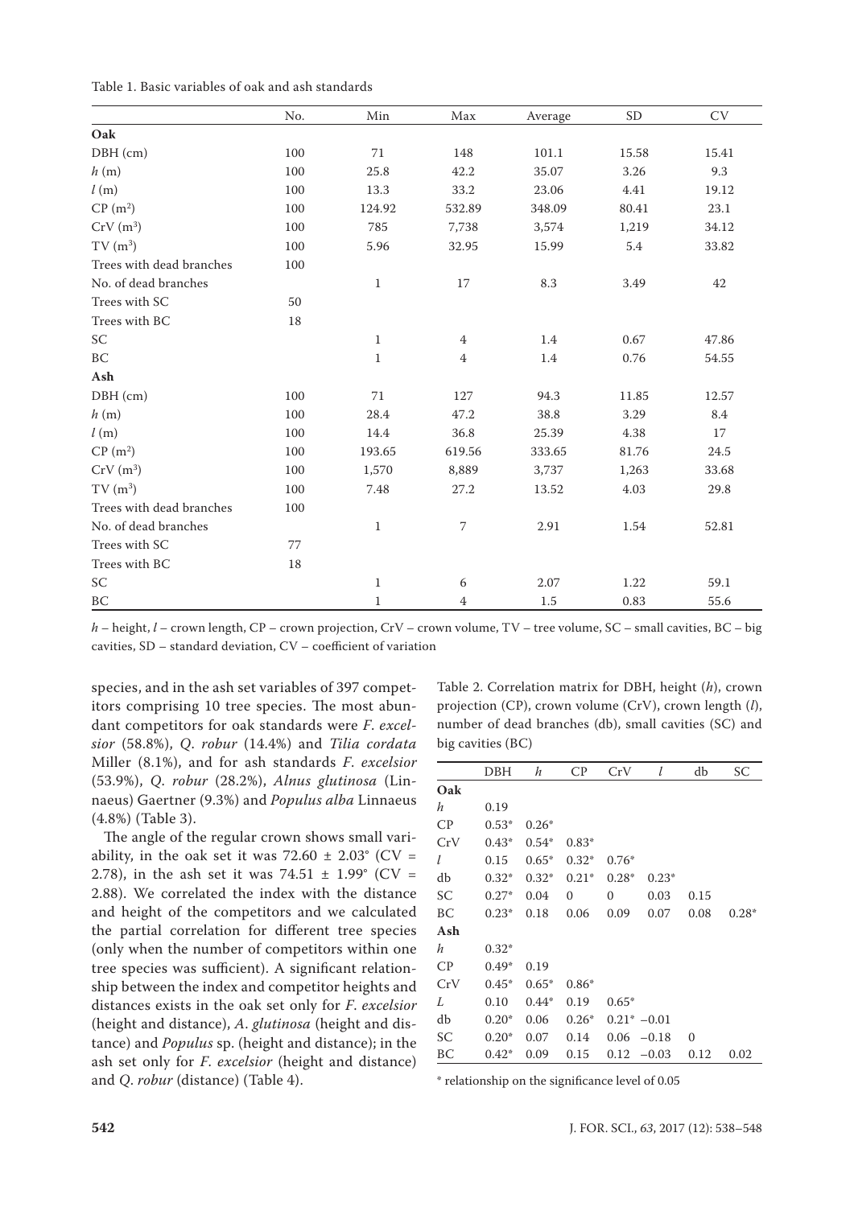Table 1. Basic variables of oak and ash standards

| | No. | Min | Max | Average | SD | CV |
|---|---|---|---|---|---|---|
| **Oak** | | | | | | |
| DBH (cm) | 100 | 71 | 148 | 101.1 | 15.58 | 15.41 |
| $h$ (m) | 100 | 25.8 | 42.2 | 35.07 | 3.26 | 9.3 |
| $l$ (m) | 100 | 13.3 | 33.2 | 23.06 | 4.41 | 19.12 |
| CP ($m^2$) | 100 | 124.92 | 532.89 | 348.09 | 80.41 | 23.1 |
| CrV ($m^3$) | 100 | 785 | 7,738 | 3,574 | 1,219 | 34.12 |
| TV ($m^3$) | 100 | 5.96 | 32.95 | 15.99 | 5.4 | 33.82 |
| Trees with dead branches | 100 | | | | | |
| No. of dead branches | | 1 | 17 | 8.3 | 3.49 | 42 |
| Trees with SC | 50 | | | | | |
| Trees with BC | 18 | | | | | |
| SC | | 1 | 4 | 1.4 | 0.67 | 47.86 |
| BC | | 1 | 4 | 1.4 | 0.76 | 54.55 |
| **Ash** | | | | | | |
| DBH (cm) | 100 | 71 | 127 | 94.3 | 11.85 | 12.57 |
| $h$ (m) | 100 | 28.4 | 47.2 | 38.8 | 3.29 | 8.4 |
| $l$ (m) | 100 | 14.4 | 36.8 | 25.39 | 4.38 | 17 |
| CP ($m^2$) | 100 | 193.65 | 619.56 | 333.65 | 81.76 | 24.5 |
| CrV ($m^3$) | 100 | 1,570 | 8,889 | 3,737 | 1,263 | 33.68 |
| TV ($m^3$) | 100 | 7.48 | 27.2 | 13.52 | 4.03 | 29.8 |
| Trees with dead branches | 100 | | | | | |
| No. of dead branches | | 1 | 7 | 2.91 | 1.54 | 52.81 |
| Trees with SC | 77 | | | | | |
| Trees with BC | 18 | | | | | |
| SC | | 1 | 6 | 2.07 | 1.22 | 59.1 |
| BC | | 1 | 4 | 1.5 | 0.83 | 55.6 |

$h$ – height, $l$ – crown length, CP – crown projection, CrV – crown volume, TV – tree volume, SC – small cavities, BC – big cavities, SD – standard deviation, CV – coefficient of variation

species, and in the ash set variables of 397 competitors comprising 10 tree species. The most abundant competitors for oak standards were *F. excelsior* (58.8%), *Q. robur* (14.4%) and *Tilia cordata* Miller (8.1%), and for ash standards *F. excelsior* (53.9%), *Q. robur* (28.2%), *Alnus glutinosa* (Linnaeus) Gaertner (9.3%) and *Populus alba* Linnaeus (4.8%) (Table 3).

The angle of the regular crown shows small variability, in the oak set it was 72.60 ± 2.03° (CV = 2.78), in the ash set it was 74.51 ± 1.99° (CV = 2.88). We correlated the index with the distance and height of the competitors and we calculated the partial correlation for different tree species (only when the number of competitors within one tree species was sufficient). A significant relationship between the index and competitor heights and distances exists in the oak set only for *F. excelsior* (height and distance), *A. glutinosa* (height and distance) and *Populus* sp. (height and distance); in the ash set only for *F. excelsior* (height and distance) and *Q. robur* (distance) (Table 4).

Table 2. Correlation matrix for DBH, height ($h$), crown projection (CP), crown volume (CrV), crown length ($l$), number of dead branches (db), small cavities (SC) and big cavities (BC)

| | DBH | $h$ | CP | CrV | $l$ | db | SC |
|---|---|---|---|---|---|---|---|
| **Oak** | | | | | | | |
| $h$ | 0.19 | | | | | | |
| CP | 0.53* | 0.26* | | | | | |
| CrV | 0.43* | 0.54* | 0.83* | | | | |
| $l$ | 0.15 | 0.65* | 0.32* | 0.76* | | | |
| db | 0.32* | 0.32* | 0.21* | 0.28* | 0.23* | | |
| SC | 0.27* | 0.04 | 0 | 0 | 0.03 | 0.15 | |
| BC | 0.23* | 0.18 | 0.06 | 0.09 | 0.07 | 0.08 | 0.28* |
| **Ash** | | | | | | | |
| $h$ | 0.32* | | | | | | |
| CP | 0.49* | 0.19 | | | | | |
| CrV | 0.45* | 0.65* | 0.86* | | | | |
| $L$ | 0.10 | 0.44* | 0.19 | 0.65* | | | |
| db | 0.20* | 0.06 | 0.26* | 0.21* | −0.01 | | |
| SC | 0.20* | 0.07 | 0.14 | 0.06 | −0.18 | 0 | |
| BC | 0.42* | 0.09 | 0.15 | 0.12 | −0.03 | 0.12 | 0.02 |

* relationship on the significance level of 0.05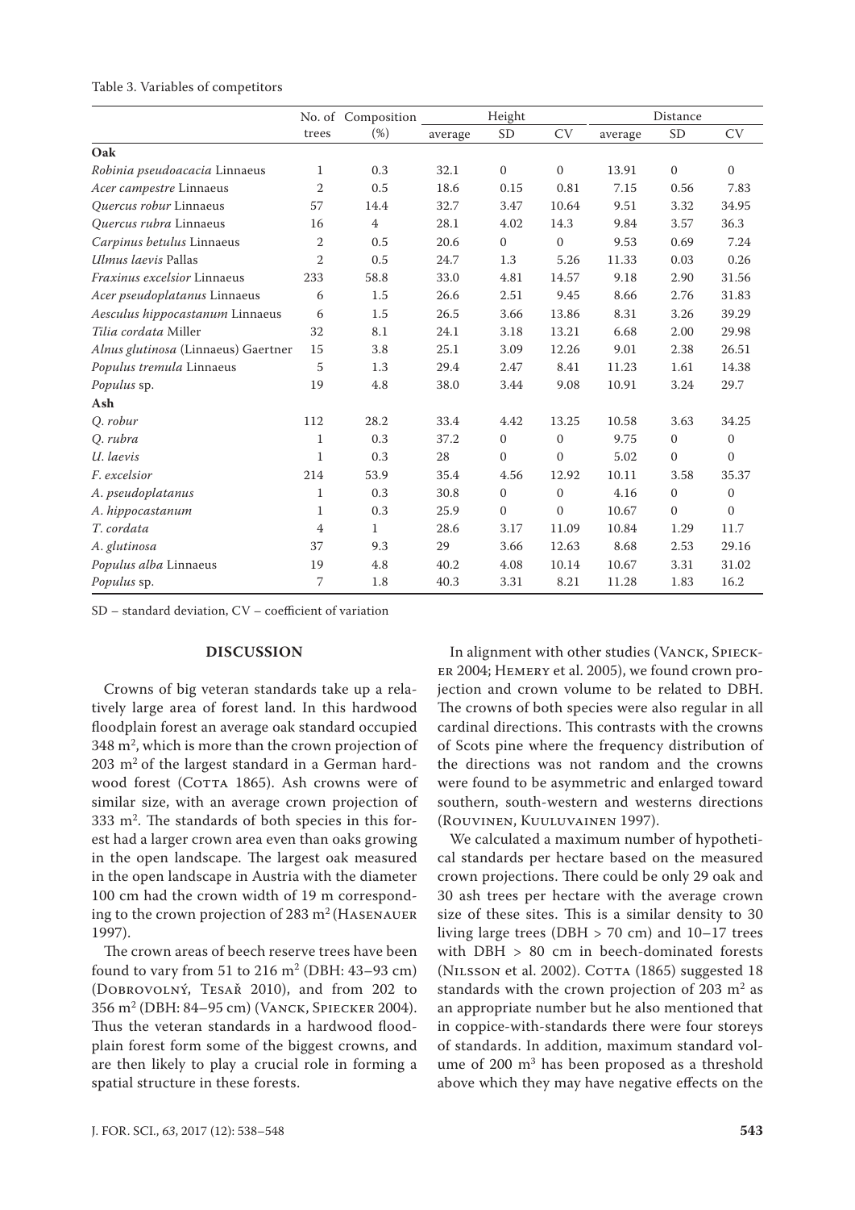Table 3. Variables of competitors

| | No. of trees | Composition (%) | Height | | | Distance | | |
|---|---|---|---|---|---|---|---|---|
| | | | average | SD | CV | average | SD | CV |
| **Oak** | | | | | | | | |
| *Robinia pseudoacacia* Linnaeus | 1 | 0.3 | 32.1 | 0 | 0 | 13.91 | 0 | 0 |
| *Acer campestre* Linnaeus | 2 | 0.5 | 18.6 | 0.15 | 0.81 | 7.15 | 0.56 | 7.83 |
| *Quercus robur* Linnaeus | 57 | 14.4 | 32.7 | 3.47 | 10.64 | 9.51 | 3.32 | 34.95 |
| *Quercus rubra* Linnaeus | 16 | 4 | 28.1 | 4.02 | 14.3 | 9.84 | 3.57 | 36.3 |
| *Carpinus betulus* Linnaeus | 2 | 0.5 | 20.6 | 0 | 0 | 9.53 | 0.69 | 7.24 |
| *Ulmus laevis* Pallas | 2 | 0.5 | 24.7 | 1.3 | 5.26 | 11.33 | 0.03 | 0.26 |
| *Fraxinus excelsior* Linnaeus | 233 | 58.8 | 33.0 | 4.81 | 14.57 | 9.18 | 2.90 | 31.56 |
| *Acer pseudoplatanus* Linnaeus | 6 | 1.5 | 26.6 | 2.51 | 9.45 | 8.66 | 2.76 | 31.83 |
| *Aesculus hippocastanum* Linnaeus | 6 | 1.5 | 26.5 | 3.66 | 13.86 | 8.31 | 3.26 | 39.29 |
| *Tilia cordata* Miller | 32 | 8.1 | 24.1 | 3.18 | 13.21 | 6.68 | 2.00 | 29.98 |
| *Alnus glutinosa* (Linnaeus) Gaertner | 15 | 3.8 | 25.1 | 3.09 | 12.26 | 9.01 | 2.38 | 26.51 |
| *Populus tremula* Linnaeus | 5 | 1.3 | 29.4 | 2.47 | 8.41 | 11.23 | 1.61 | 14.38 |
| *Populus* sp. | 19 | 4.8 | 38.0 | 3.44 | 9.08 | 10.91 | 3.24 | 29.7 |
| **Ash** | | | | | | | | |
| *Q. robur* | 112 | 28.2 | 33.4 | 4.42 | 13.25 | 10.58 | 3.63 | 34.25 |
| *Q. rubra* | 1 | 0.3 | 37.2 | 0 | 0 | 9.75 | 0 | 0 |
| *U. laevis* | 1 | 0.3 | 28 | 0 | 0 | 5.02 | 0 | 0 |
| *F. excelsior* | 214 | 53.9 | 35.4 | 4.56 | 12.92 | 10.11 | 3.58 | 35.37 |
| *A. pseudoplatanus* | 1 | 0.3 | 30.8 | 0 | 0 | 4.16 | 0 | 0 |
| *A. hippocastanum* | 1 | 0.3 | 25.9 | 0 | 0 | 10.67 | 0 | 0 |
| *T. cordata* | 4 | 1 | 28.6 | 3.17 | 11.09 | 10.84 | 1.29 | 11.7 |
| *A. glutinosa* | 37 | 9.3 | 29 | 3.66 | 12.63 | 8.68 | 2.53 | 29.16 |
| *Populus alba* Linnaeus | 19 | 4.8 | 40.2 | 4.08 | 10.14 | 10.67 | 3.31 | 31.02 |
| *Populus* sp. | 7 | 1.8 | 40.3 | 3.31 | 8.21 | 11.28 | 1.83 | 16.2 |

SD – standard deviation, CV – coefficient of variation

## DISCUSSION

Crowns of big veteran standards take up a relatively large area of forest land. In this hardwood floodplain forest an average oak standard occupied 348 m$^2$, which is more than the crown projection of 203 m$^2$ of the largest standard in a German hardwood forest (Cotta 1865). Ash crowns were of similar size, with an average crown projection of 333 m$^2$. The standards of both species in this forest had a larger crown area even than oaks growing in the open landscape. The largest oak measured in the open landscape in Austria with the diameter 100 cm had the crown width of 19 m corresponding to the crown projection of 283 m$^2$ (Hasenauer 1997).

The crown areas of beech reserve trees have been found to vary from 51 to 216 m$^2$ (DBH: 43–93 cm) (Dobrovolný, Tesař 2010), and from 202 to 356 m$^2$ (DBH: 84–95 cm) (Vanck, Spiecker 2004). Thus the veteran standards in a hardwood floodplain forest form some of the biggest crowns, and are then likely to play a crucial role in forming a spatial structure in these forests.

In alignment with other studies (Vanck, Spiecker 2004; Hemery et al. 2005), we found crown projection and crown volume to be related to DBH. The crowns of both species were also regular in all cardinal directions. This contrasts with the crowns of Scots pine where the frequency distribution of the directions was not random and the crowns were found to be asymmetric and enlarged toward southern, south-western and westerns directions (Rouvinen, Kuuluvainen 1997).

We calculated a maximum number of hypothetical standards per hectare based on the measured crown projections. There could be only 29 oak and 30 ash trees per hectare with the average crown size of these sites. This is a similar density to 30 living large trees (DBH > 70 cm) and 10–17 trees with DBH > 80 cm in beech-dominated forests (Nilsson et al. 2002). Cotta (1865) suggested 18 standards with the crown projection of 203 m$^2$ as an appropriate number but he also mentioned that in coppice-with-standards there were four storeys of standards. In addition, maximum standard volume of 200 m$^3$ has been proposed as a threshold above which they may have negative effects on the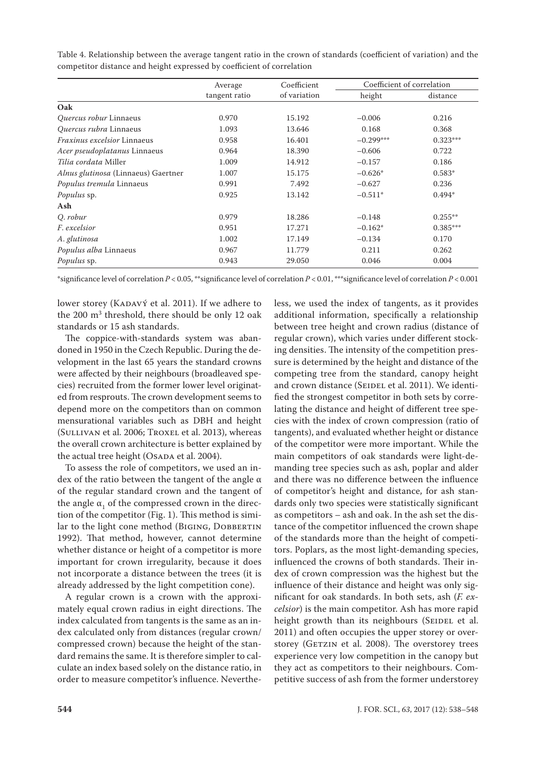Table 4. Relationship between the average tangent ratio in the crown of standards (coefficient of variation) and the competitor distance and height expressed by coefficient of correlation

| | Average tangent ratio | Coefficient of variation | Coefficient of correlation | |
|---|---|---|---|---|
| | | | height | distance |
| **Oak** | | | | |
| *Quercus robur* Linnaeus | 0.970 | 15.192 | −0.006 | 0.216 |
| *Quercus rubra* Linnaeus | 1.093 | 13.646 | 0.168 | 0.368 |
| *Fraxinus excelsior* Linnaeus | 0.958 | 16.401 | −0.299*** | 0.323*** |
| *Acer pseudoplatanus* Linnaeus | 0.964 | 18.390 | −0.606 | 0.722 |
| *Tilia cordata* Miller | 1.009 | 14.912 | −0.157 | 0.186 |
| *Alnus glutinosa* (Linnaeus) Gaertner | 1.007 | 15.175 | −0.626* | 0.583* |
| *Populus tremula* Linnaeus | 0.991 | 7.492 | −0.627 | 0.236 |
| *Populus* sp. | 0.925 | 13.142 | −0.511* | 0.494* |
| **Ash** | | | | |
| *Q. robur* | 0.979 | 18.286 | −0.148 | 0.255** |
| *F. excelsior* | 0.951 | 17.271 | −0.162* | 0.385*** |
| *A. glutinosa* | 1.002 | 17.149 | −0.134 | 0.170 |
| *Populus alba* Linnaeus | 0.967 | 11.779 | 0.211 | 0.262 |
| *Populus* sp. | 0.943 | 29.050 | 0.046 | 0.004 |

*significance level of correlation $P < 0.05$, **significance level of correlation $P < 0.01$, ***significance level of correlation $P < 0.001$

lower storey (Kadavý et al. 2011). If we adhere to the 200 $m^3$ threshold, there should be only 12 oak standards or 15 ash standards.

The coppice-with-standards system was abandoned in 1950 in the Czech Republic. During the development in the last 65 years the standard crowns were affected by their neighbours (broadleaved species) recruited from the former lower level originated from resprouts. The crown development seems to depend more on the competitors than on common mensurational variables such as DBH and height (Sullivan et al. 2006; Troxel et al. 2013), whereas the overall crown architecture is better explained by the actual tree height (Osada et al. 2004).

To assess the role of competitors, we used an index of the ratio between the tangent of the angle $\alpha$ of the regular standard crown and the tangent of the angle $\alpha_1$ of the compressed crown in the direction of the competitor (Fig. 1). This method is similar to the light cone method (Biging, Dobbertin 1992). That method, however, cannot determine whether distance or height of a competitor is more important for crown irregularity, because it does not incorporate a distance between the trees (it is already addressed by the light competition cone).

A regular crown is a crown with the approximately equal crown radius in eight directions. The index calculated from tangents is the same as an index calculated only from distances (regular crown/compressed crown) because the height of the standard remains the same. It is therefore simpler to calculate an index based solely on the distance ratio, in order to measure competitor's influence. Nevertheless, we used the index of tangents, as it provides additional information, specifically a relationship between tree height and crown radius (distance of regular crown), which varies under different stocking densities. The intensity of the competition pressure is determined by the height and distance of the competing tree from the standard, canopy height and crown distance (Seidel et al. 2011). We identified the strongest competitor in both sets by correlating the distance and height of different tree species with the index of crown compression (ratio of tangents), and evaluated whether height or distance of the competitor were more important. While the main competitors of oak standards were light-demanding tree species such as ash, poplar and alder and there was no difference between the influence of competitor's height and distance, for ash standards only two species were statistically significant as competitors – ash and oak. In the ash set the distance of the competitor influenced the crown shape of the standards more than the height of competitors. Poplars, as the most light-demanding species, influenced the crowns of both standards. Their index of crown compression was the highest but the influence of their distance and height was only significant for oak standards. In both sets, ash (*F. excelsior*) is the main competitor. Ash has more rapid height growth than its neighbours (Seidel et al. 2011) and often occupies the upper storey or overstorey (Getzin et al. 2008). The overstorey trees experience very low competition in the canopy but they act as competitors to their neighbours. Competitive success of ash from the former understorey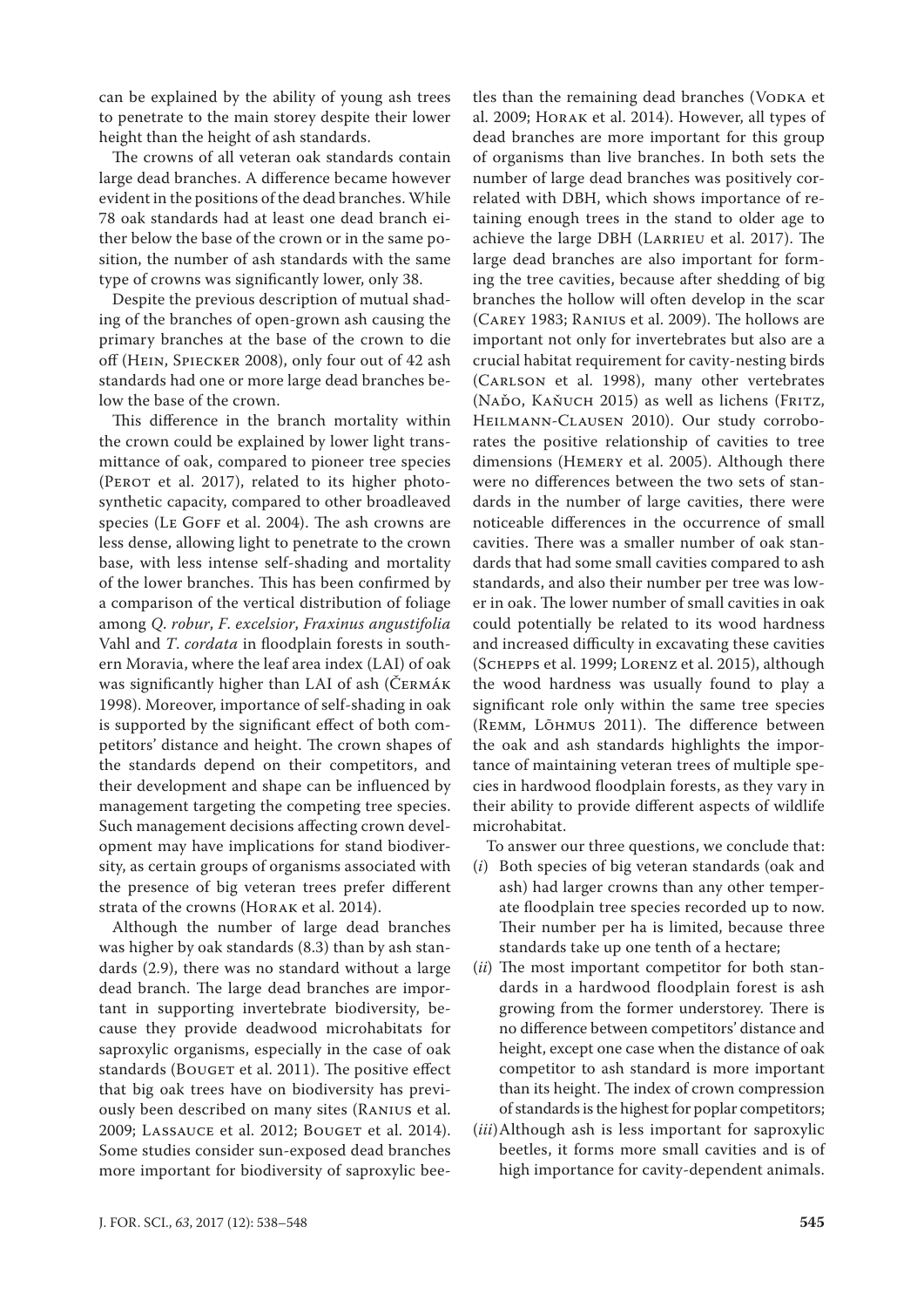can be explained by the ability of young ash trees to penetrate to the main storey despite their lower height than the height of ash standards.

The crowns of all veteran oak standards contain large dead branches. A difference became however evident in the positions of the dead branches. While 78 oak standards had at least one dead branch either below the base of the crown or in the same position, the number of ash standards with the same type of crowns was significantly lower, only 38.

Despite the previous description of mutual shading of the branches of open-grown ash causing the primary branches at the base of the crown to die off (Hein, Spiecker 2008), only four out of 42 ash standards had one or more large dead branches below the base of the crown.

This difference in the branch mortality within the crown could be explained by lower light transmittance of oak, compared to pioneer tree species (Perot et al. 2017), related to its higher photosynthetic capacity, compared to other broadleaved species (Le Goff et al. 2004). The ash crowns are less dense, allowing light to penetrate to the crown base, with less intense self-shading and mortality of the lower branches. This has been confirmed by a comparison of the vertical distribution of foliage among *Q. robur*, *F. excelsior*, *Fraxinus angustifolia* Vahl and *T. cordata* in floodplain forests in southern Moravia, where the leaf area index (LAI) of oak was significantly higher than LAI of ash (Čermák 1998). Moreover, importance of self-shading in oak is supported by the significant effect of both competitors' distance and height. The crown shapes of the standards depend on their competitors, and their development and shape can be influenced by management targeting the competing tree species. Such management decisions affecting crown development may have implications for stand biodiversity, as certain groups of organisms associated with the presence of big veteran trees prefer different strata of the crowns (Horak et al. 2014).

Although the number of large dead branches was higher by oak standards (8.3) than by ash standards (2.9), there was no standard without a large dead branch. The large dead branches are important in supporting invertebrate biodiversity, because they provide deadwood microhabitats for saproxylic organisms, especially in the case of oak standards (Bouget et al. 2011). The positive effect that big oak trees have on biodiversity has previously been described on many sites (Ranius et al. 2009; Lassauce et al. 2012; Bouget et al. 2014). Some studies consider sun-exposed dead branches more important for biodiversity of saproxylic beetles than the remaining dead branches (Vodka et al. 2009; Horak et al. 2014). However, all types of dead branches are more important for this group of organisms than live branches. In both sets the number of large dead branches was positively correlated with DBH, which shows importance of retaining enough trees in the stand to older age to achieve the large DBH (Larrieu et al. 2017). The large dead branches are also important for forming the tree cavities, because after shedding of big branches the hollow will often develop in the scar (Carey 1983; Ranius et al. 2009). The hollows are important not only for invertebrates but also are a crucial habitat requirement for cavity-nesting birds (Carlson et al. 1998), many other vertebrates (Naďo, Kaňuch 2015) as well as lichens (Fritz, Heilmann-Clausen 2010). Our study corroborates the positive relationship of cavities to tree dimensions (Hemery et al. 2005). Although there were no differences between the two sets of standards in the number of large cavities, there were noticeable differences in the occurrence of small cavities. There was a smaller number of oak standards that had some small cavities compared to ash standards, and also their number per tree was lower in oak. The lower number of small cavities in oak could potentially be related to its wood hardness and increased difficulty in excavating these cavities (Schepps et al. 1999; Lorenz et al. 2015), although the wood hardness was usually found to play a significant role only within the same tree species (Remm, Lõhmus 2011). The difference between the oak and ash standards highlights the importance of maintaining veteran trees of multiple species in hardwood floodplain forests, as they vary in their ability to provide different aspects of wildlife microhabitat.

To answer our three questions, we conclude that:

(*i*) Both species of big veteran standards (oak and ash) had larger crowns than any other temperate floodplain tree species recorded up to now. Their number per ha is limited, because three standards take up one tenth of a hectare;

(*ii*) The most important competitor for both standards in a hardwood floodplain forest is ash growing from the former understorey. There is no difference between competitors' distance and height, except one case when the distance of oak competitor to ash standard is more important than its height. The index of crown compression of standards is the highest for poplar competitors;

(*iii*) Although ash is less important for saproxylic beetles, it forms more small cavities and is of high importance for cavity-dependent animals.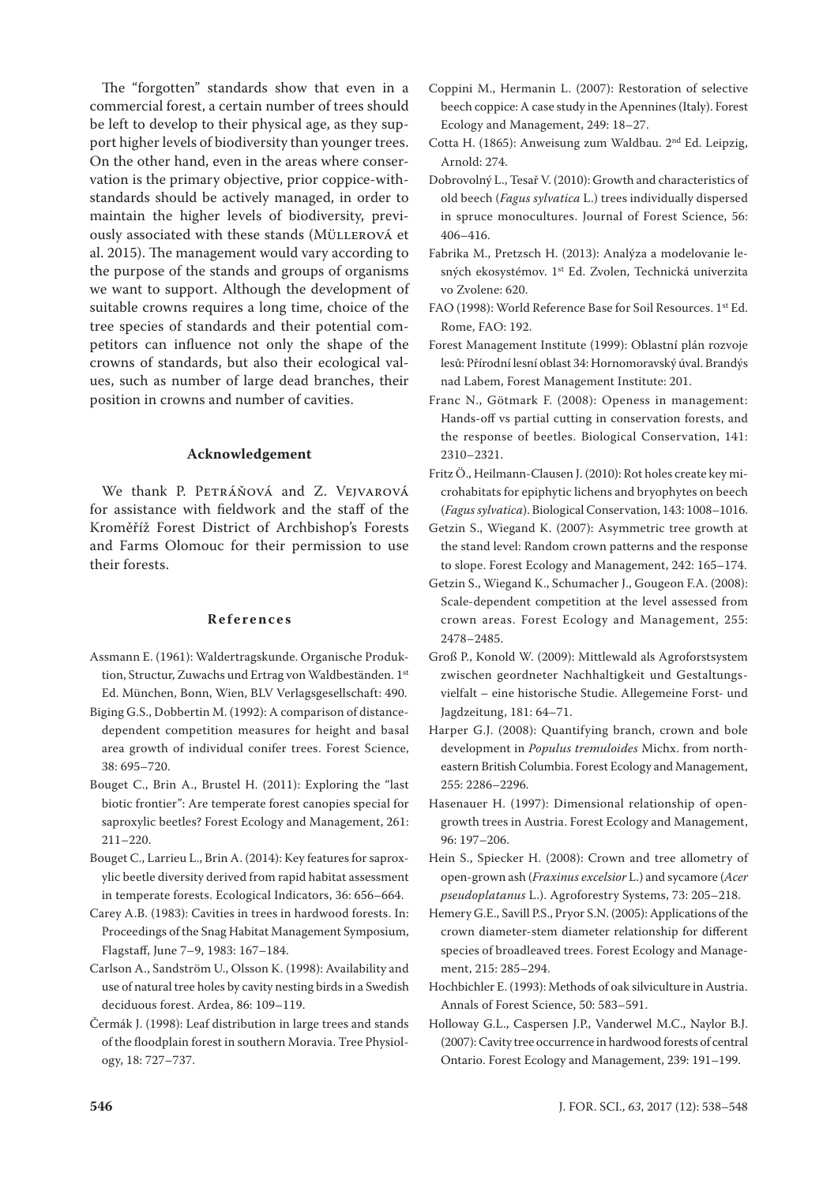The "forgotten" standards show that even in a commercial forest, a certain number of trees should be left to develop to their physical age, as they support higher levels of biodiversity than younger trees. On the other hand, even in the areas where conservation is the primary objective, prior coppice-with-standards should be actively managed, in order to maintain the higher levels of biodiversity, previously associated with these stands (Müllerová et al. 2015). The management would vary according to the purpose of the stands and groups of organisms we want to support. Although the development of suitable crowns requires a long time, choice of the tree species of standards and their potential competitors can influence not only the shape of the crowns of standards, but also their ecological values, such as number of large dead branches, their position in crowns and number of cavities.

### Acknowledgement

We thank P. Petráňová and Z. Vejvarová for assistance with fieldwork and the staff of the Kroměříž Forest District of Archbishop's Forests and Farms Olomouc for their permission to use their forests.

### References

Assmann E. (1961): Waldertragskunde. Organische Produktion, Structur, Zuwachs und Ertrag von Waldbeständen. 1st Ed. München, Bonn, Wien, BLV Verlagsgesellschaft: 490.

Biging G.S., Dobbertin M. (1992): A comparison of distance-dependent competition measures for height and basal area growth of individual conifer trees. Forest Science, 38: 695–720.

Bouget C., Brin A., Brustel H. (2011): Exploring the "last biotic frontier": Are temperate forest canopies special for saproxylic beetles? Forest Ecology and Management, 261: 211–220.

Bouget C., Larrieu L., Brin A. (2014): Key features for saproxylic beetle diversity derived from rapid habitat assessment in temperate forests. Ecological Indicators, 36: 656–664.

Carey A.B. (1983): Cavities in trees in hardwood forests. In: Proceedings of the Snag Habitat Management Symposium, Flagstaff, June 7–9, 1983: 167–184.

Carlson A., Sandström U., Olsson K. (1998): Availability and use of natural tree holes by cavity nesting birds in a Swedish deciduous forest. Ardea, 86: 109–119.

Čermák J. (1998): Leaf distribution in large trees and stands of the floodplain forest in southern Moravia. Tree Physiology, 18: 727–737.

Coppini M., Hermanin L. (2007): Restoration of selective beech coppice: A case study in the Apennines (Italy). Forest Ecology and Management, 249: 18–27.

Cotta H. (1865): Anweisung zum Waldbau. 2nd Ed. Leipzig, Arnold: 274.

Dobrovolný L., Tesař V. (2010): Growth and characteristics of old beech (*Fagus sylvatica* L.) trees individually dispersed in spruce monocultures. Journal of Forest Science, 56: 406–416.

Fabrika M., Pretzsch H. (2013): Analýza a modelovanie lesných ekosystémov. 1st Ed. Zvolen, Technická univerzita vo Zvolene: 620.

FAO (1998): World Reference Base for Soil Resources. 1st Ed. Rome, FAO: 192.

Forest Management Institute (1999): Oblastní plán rozvoje lesů: Přírodní lesní oblast 34: Hornomoravský úval. Brandýs nad Labem, Forest Management Institute: 201.

Franc N., Götmark F. (2008): Openess in management: Hands-off vs partial cutting in conservation forests, and the response of beetles. Biological Conservation, 141: 2310–2321.

Fritz Ö., Heilmann-Clausen J. (2010): Rot holes create key microhabitats for epiphytic lichens and bryophytes on beech (*Fagus sylvatica*). Biological Conservation, 143: 1008–1016.

Getzin S., Wiegand K. (2007): Asymmetric tree growth at the stand level: Random crown patterns and the response to slope. Forest Ecology and Management, 242: 165–174.

Getzin S., Wiegand K., Schumacher J., Gougeon F.A. (2008): Scale-dependent competition at the level assessed from crown areas. Forest Ecology and Management, 255: 2478–2485.

Groß P., Konold W. (2009): Mittlewald als Agroforstsystem zwischen geordneter Nachhaltigkeit und Gestaltungsvielfalt – eine historische Studie. Allegemeine Forst- und Jagdzeitung, 181: 64–71.

Harper G.J. (2008): Quantifying branch, crown and bole development in *Populus tremuloides* Michx. from northeastern British Columbia. Forest Ecology and Management, 255: 2286–2296.

Hasenauer H. (1997): Dimensional relationship of open-growth trees in Austria. Forest Ecology and Management, 96: 197–206.

Hein S., Spiecker H. (2008): Crown and tree allometry of open-grown ash (*Fraxinus excelsior* L.) and sycamore (*Acer pseudoplatanus* L.). Agroforestry Systems, 73: 205–218.

Hemery G.E., Savill P.S., Pryor S.N. (2005): Applications of the crown diameter-stem diameter relationship for different species of broadleaved trees. Forest Ecology and Management, 215: 285–294.

Hochbichler E. (1993): Methods of oak silviculture in Austria. Annals of Forest Science, 50: 583–591.

Holloway G.L., Caspersen J.P., Vanderwel M.C., Naylor B.J. (2007): Cavity tree occurrence in hardwood forests of central Ontario. Forest Ecology and Management, 239: 191–199.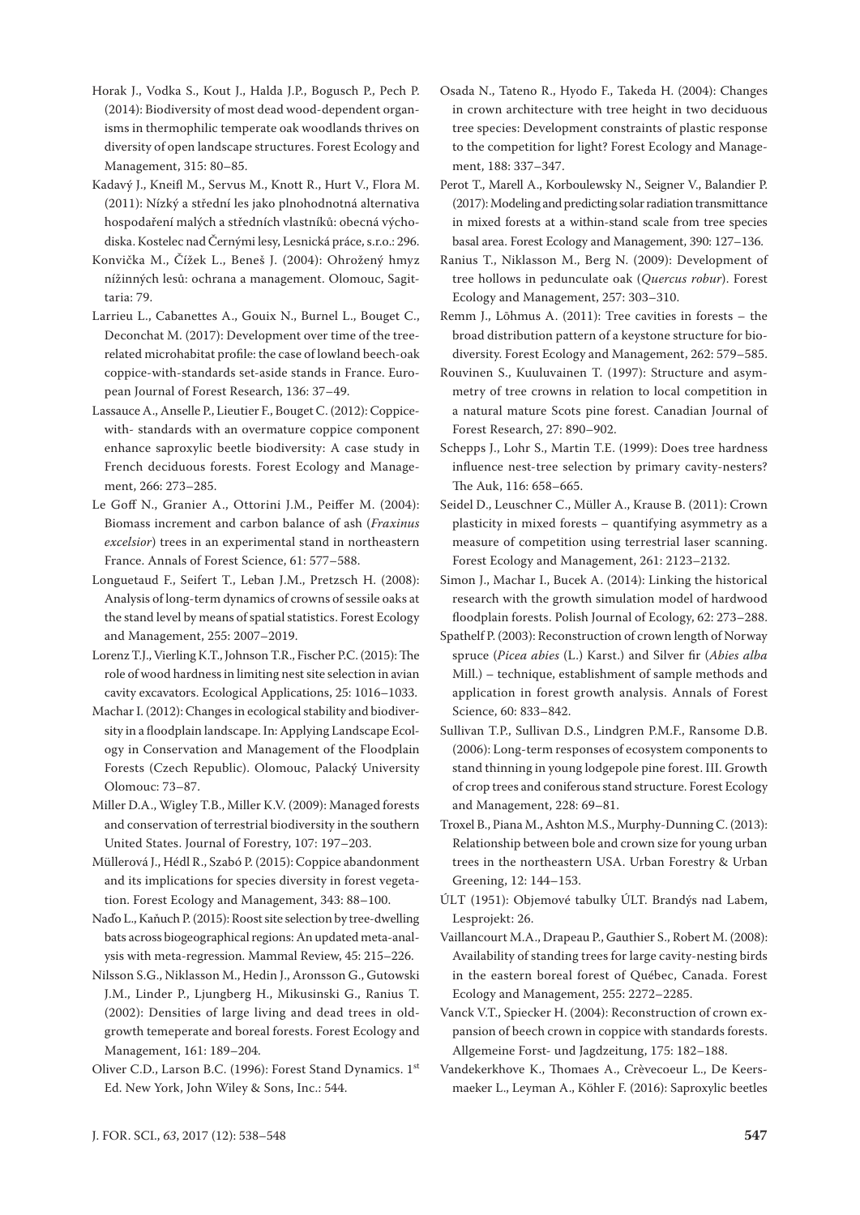Horak J., Vodka S., Kout J., Halda J.P., Bogusch P., Pech P. (2014): Biodiversity of most dead wood-dependent organisms in thermophilic temperate oak woodlands thrives on diversity of open landscape structures. Forest Ecology and Management, 315: 80–85.

Kadavý J., Kneifl M., Servus M., Knott R., Hurt V., Flora M. (2011): Nízký a střední les jako plnohodnotná alternativa hospodaření malých a středních vlastníků: obecná východiska. Kostelec nad Černými lesy, Lesnická práce, s.r.o.: 296.

Konvička M., Čížek L., Beneš J. (2004): Ohrožený hmyz nížinných lesů: ochrana a management. Olomouc, Sagittaria: 79.

Larrieu L., Cabanettes A., Gouix N., Burnel L., Bouget C., Deconchat M. (2017): Development over time of the tree-related microhabitat profile: the case of lowland beech-oak coppice-with-standards set-aside stands in France. European Journal of Forest Research, 136: 37–49.

Lassauce A., Anselle P., Lieutier F., Bouget C. (2012): Coppice-with- standards with an overmature coppice component enhance saproxylic beetle biodiversity: A case study in French deciduous forests. Forest Ecology and Management, 266: 273–285.

Le Goff N., Granier A., Ottorini J.M., Peiffer M. (2004): Biomass increment and carbon balance of ash (*Fraxinus excelsior*) trees in an experimental stand in northeastern France. Annals of Forest Science, 61: 577–588.

Longuetaud F., Seifert T., Leban J.M., Pretzsch H. (2008): Analysis of long-term dynamics of crowns of sessile oaks at the stand level by means of spatial statistics. Forest Ecology and Management, 255: 2007–2019.

Lorenz T.J., Vierling K.T., Johnson T.R., Fischer P.C. (2015): The role of wood hardness in limiting nest site selection in avian cavity excavators. Ecological Applications, 25: 1016–1033.

Machar I. (2012): Changes in ecological stability and biodiversity in a floodplain landscape. In: Applying Landscape Ecology in Conservation and Management of the Floodplain Forests (Czech Republic). Olomouc, Palacký University Olomouc: 73–87.

Miller D.A., Wigley T.B., Miller K.V. (2009): Managed forests and conservation of terrestrial biodiversity in the southern United States. Journal of Forestry, 107: 197–203.

Müllerová J., Hédl R., Szabó P. (2015): Coppice abandonment and its implications for species diversity in forest vegetation. Forest Ecology and Management, 343: 88–100.

Naďo L., Kaňuch P. (2015): Roost site selection by tree-dwelling bats across biogeographical regions: An updated meta-analysis with meta-regression. Mammal Review, 45: 215–226.

Nilsson S.G., Niklasson M., Hedin J., Aronsson G., Gutowski J.M., Linder P., Ljungberg H., Mikusinski G., Ranius T. (2002): Densities of large living and dead trees in old-growth temeperate and boreal forests. Forest Ecology and Management, 161: 189–204.

Oliver C.D., Larson B.C. (1996): Forest Stand Dynamics. 1st Ed. New York, John Wiley & Sons, Inc.: 544.

Osada N., Tateno R., Hyodo F., Takeda H. (2004): Changes in crown architecture with tree height in two deciduous tree species: Development constraints of plastic response to the competition for light? Forest Ecology and Management, 188: 337–347.

Perot T., Marell A., Korboulewsky N., Seigner V., Balandier P. (2017): Modeling and predicting solar radiation transmittance in mixed forests at a within-stand scale from tree species basal area. Forest Ecology and Management, 390: 127–136.

Ranius T., Niklasson M., Berg N. (2009): Development of tree hollows in pedunculate oak (*Quercus robur*). Forest Ecology and Management, 257: 303–310.

Remm J., Lõhmus A. (2011): Tree cavities in forests – the broad distribution pattern of a keystone structure for biodiversity. Forest Ecology and Management, 262: 579–585.

Rouvinen S., Kuuluvainen T. (1997): Structure and asymmetry of tree crowns in relation to local competition in a natural mature Scots pine forest. Canadian Journal of Forest Research, 27: 890–902.

Schepps J., Lohr S., Martin T.E. (1999): Does tree hardness influence nest-tree selection by primary cavity-nesters? The Auk, 116: 658–665.

Seidel D., Leuschner C., Müller A., Krause B. (2011): Crown plasticity in mixed forests – quantifying asymmetry as a measure of competition using terrestrial laser scanning. Forest Ecology and Management, 261: 2123–2132.

Simon J., Machar I., Bucek A. (2014): Linking the historical research with the growth simulation model of hardwood floodplain forests. Polish Journal of Ecology, 62: 273–288.

Spathelf P. (2003): Reconstruction of crown length of Norway spruce (*Picea abies* (L.) Karst.) and Silver fir (*Abies alba* Mill.) – technique, establishment of sample methods and application in forest growth analysis. Annals of Forest Science, 60: 833–842.

Sullivan T.P., Sullivan D.S., Lindgren P.M.F., Ransome D.B. (2006): Long-term responses of ecosystem components to stand thinning in young lodgepole pine forest. III. Growth of crop trees and coniferous stand structure. Forest Ecology and Management, 228: 69–81.

Troxel B., Piana M., Ashton M.S., Murphy-Dunning C. (2013): Relationship between bole and crown size for young urban trees in the northeastern USA. Urban Forestry & Urban Greening, 12: 144–153.

ÚLT (1951): Objemové tabulky ÚLT. Brandýs nad Labem, Lesprojekt: 26.

Vaillancourt M.A., Drapeau P., Gauthier S., Robert M. (2008): Availability of standing trees for large cavity-nesting birds in the eastern boreal forest of Québec, Canada. Forest Ecology and Management, 255: 2272–2285.

Vanck V.T., Spiecker H. (2004): Reconstruction of crown expansion of beech crown in coppice with standards forests. Allgemeine Forst- und Jagdzeitung, 175: 182–188.

Vandekerkhove K., Thomaes A., Crèvecoeur L., De Keersmaeker L., Leyman A., Köhler F. (2016): Saproxylic beetles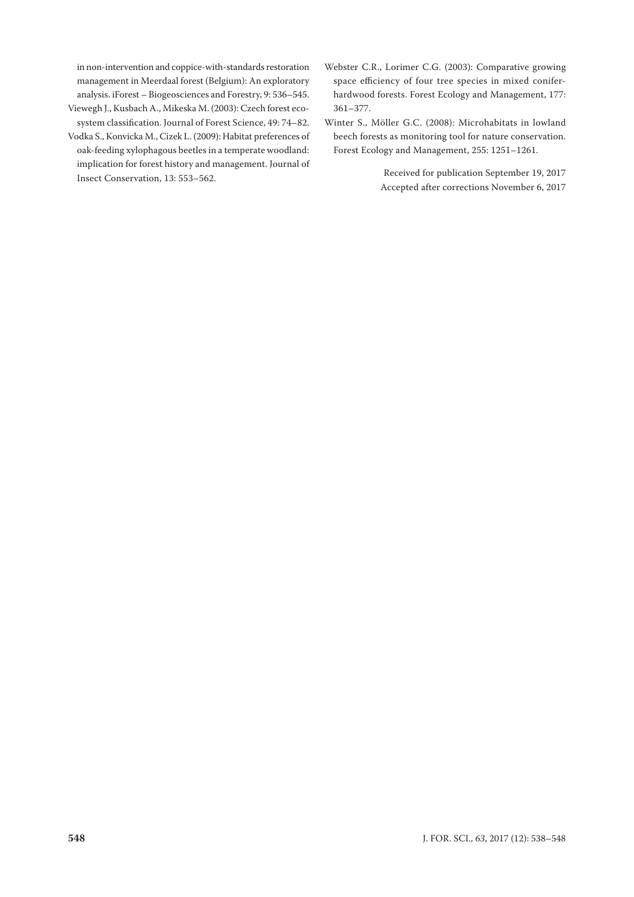in non-intervention and coppice-with-standards restoration management in Meerdaal forest (Belgium): An exploratory analysis. iForest – Biogeosciences and Forestry, 9: 536–545.

Viewegh J., Kusbach A., Mikeska M. (2003): Czech forest ecosystem classification. Journal of Forest Science, 49: 74–82.

Vodka S., Konvicka M., Cizek L. (2009): Habitat preferences of oak-feeding xylophagous beetles in a temperate woodland: implication for forest history and management. Journal of Insect Conservation, 13: 553–562.

Webster C.R., Lorimer C.G. (2003): Comparative growing space efficiency of four tree species in mixed conifer-hardwood forests. Forest Ecology and Management, 177: 361–377.

Winter S., Möller G.C. (2008): Microhabitats in lowland beech forests as monitoring tool for nature conservation. Forest Ecology and Management, 255: 1251–1261.

Received for publication September 19, 2017
Accepted after corrections November 6, 2017